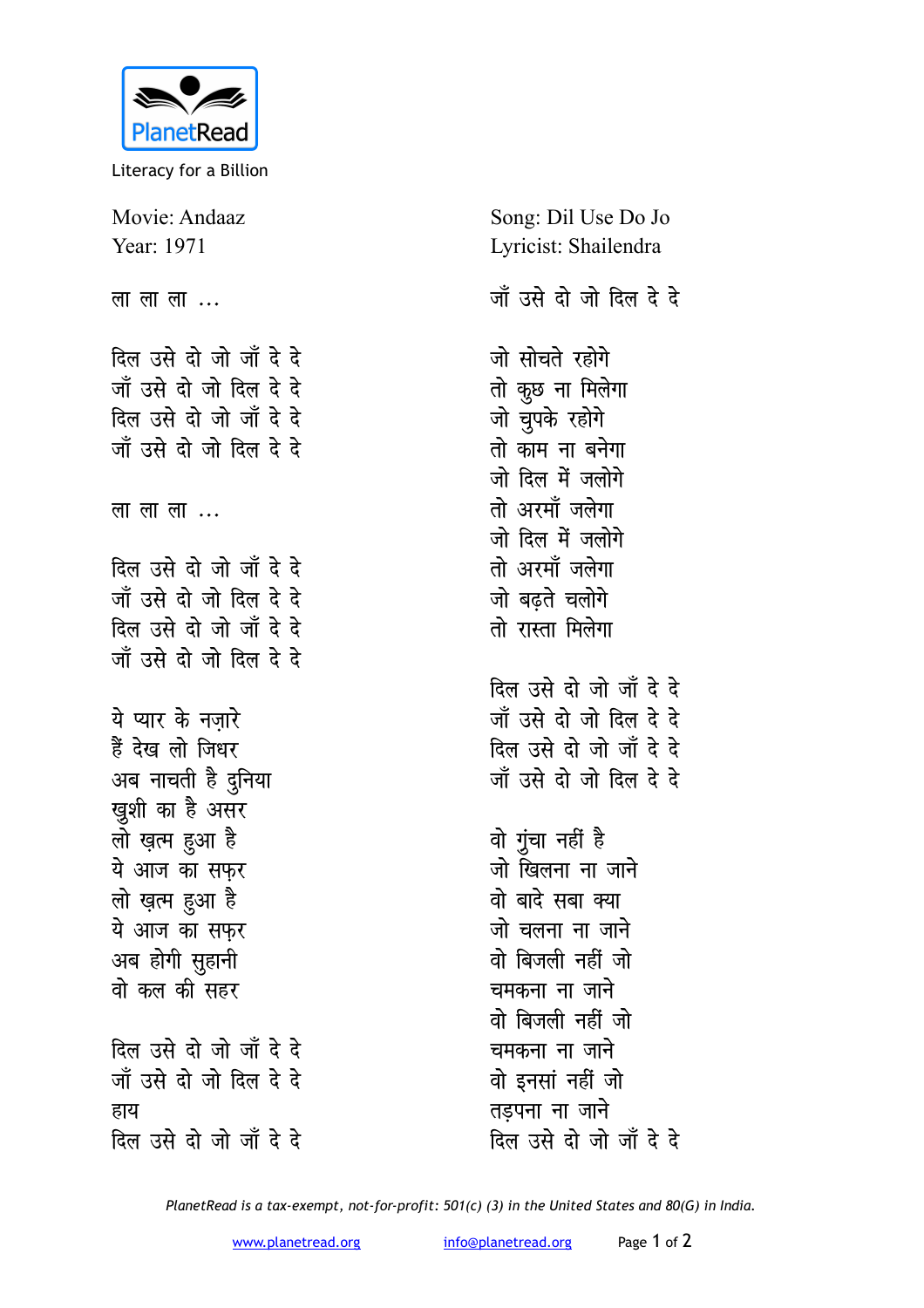PlanetRead

Literacy for a Billion

Movie: Andaaz
Year: 1971

Song: Dil Use Do Jo
Lyricist: Shailendra

ला ला ला ...

दिल उसे दो जो जाँ दे दे
जाँ उसे दो जो दिल दे दे
दिल उसे दो जो जाँ दे दे
जाँ उसे दो जो दिल दे दे

ला ला ला ...

दिल उसे दो जो जाँ दे दे
जाँ उसे दो जो दिल दे दे
दिल उसे दो जो जाँ दे दे
जाँ उसे दो जो दिल दे दे

ये प्यार के नज़ारे
हैं देख लो जिधर
अब नाचती है दुनिया
ख़ुशी का है असर
लो ख़त्म हुआ है
ये आज का सफ़र
लो ख़त्म हुआ है
ये आज का सफ़र
अब होगी सुहानी
वो कल की सहर

दिल उसे दो जो जाँ दे दे
जाँ उसे दो जो दिल दे दे
हाय
दिल उसे दो जो जाँ दे दे
जाँ उसे दो जो दिल दे दे

जो सोचते रहोगे
तो कुछ ना मिलेगा
जो चुपके रहोगे
तो काम ना बनेगा
जो दिल में जलोगे
तो अरमाँ जलेगा
जो दिल में जलोगे
तो अरमाँ जलेगा
जो बढ़ते चलोगे
तो रास्ता मिलेगा

दिल उसे दो जो जाँ दे दे
जाँ उसे दो जो दिल दे दे
दिल उसे दो जो जाँ दे दे
जाँ उसे दो जो दिल दे दे

वो ग़ुंचा नहीं है
जो खिलना ना जाने
वो बादे सबा क्या
जो चलना ना जाने
वो बिजली नहीं जो
चमकना ना जाने
वो बिजली नहीं जो
चमकना ना जाने
वो इनसां नहीं जो
तड़पना ना जाने
दिल उसे दो जो जाँ दे दे

*PlanetRead is a tax-exempt, not-for-profit: 501(c) (3) in the United States and 80(G) in India.*

www.planetread.org info@planetread.org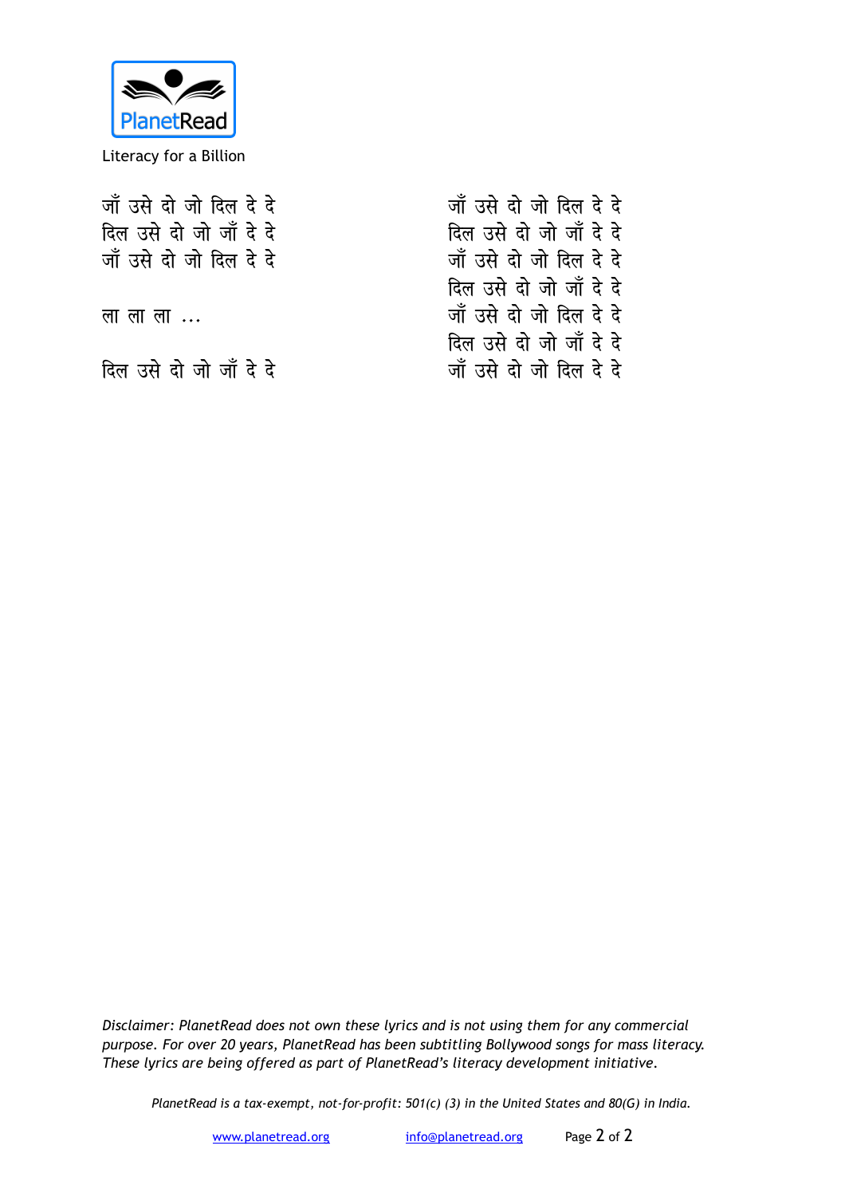PlanetRead

Literacy for a Billion

जाँ उसे दो जो दिल दे दे
दिल उसे दो जो जाँ दे दे
जाँ उसे दो जो दिल दे दे

ला ला ला ...

दिल उसे दो जो जाँ दे दे

जाँ उसे दो जो दिल दे दे
दिल उसे दो जो जाँ दे दे
जाँ उसे दो जो दिल दे दे
दिल उसे दो जो जाँ दे दे
जाँ उसे दो जो दिल दे दे
दिल उसे दो जो जाँ दे दे
जाँ उसे दो जो दिल दे दे

*Disclaimer: PlanetRead does not own these lyrics and is not using them for any commercial purpose. For over 20 years, PlanetRead has been subtitling Bollywood songs for mass literacy. These lyrics are being offered as part of PlanetRead's literacy development initiative.*

*PlanetRead is a tax-exempt, not-for-profit: 501(c) (3) in the United States and 80(G) in India.*

www.planetread.org info@planetread.org